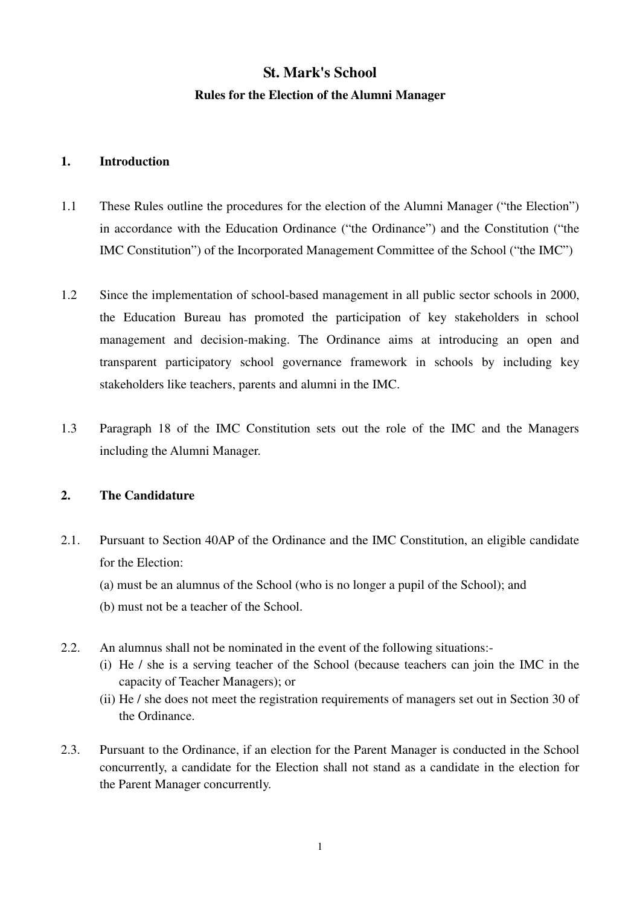# St. Mark's School

## Rules for the Election of the Alumni Manager

### 1. Introduction

1.1 These Rules outline the procedures for the election of the Alumni Manager ("the Election") in accordance with the Education Ordinance ("the Ordinance") and the Constitution ("the IMC Constitution") of the Incorporated Management Committee of the School ("the IMC")

1.2 Since the implementation of school-based management in all public sector schools in 2000, the Education Bureau has promoted the participation of key stakeholders in school management and decision-making. The Ordinance aims at introducing an open and transparent participatory school governance framework in schools by including key stakeholders like teachers, parents and alumni in the IMC.

1.3 Paragraph 18 of the IMC Constitution sets out the role of the IMC and the Managers including the Alumni Manager.

### 2. The Candidature

2.1. Pursuant to Section 40AP of the Ordinance and the IMC Constitution, an eligible candidate for the Election:

(a) must be an alumnus of the School (who is no longer a pupil of the School); and

(b) must not be a teacher of the School.

2.2. An alumnus shall not be nominated in the event of the following situations:-

(i) He / she is a serving teacher of the School (because teachers can join the IMC in the capacity of Teacher Managers); or

(ii) He / she does not meet the registration requirements of managers set out in Section 30 of the Ordinance.

2.3. Pursuant to the Ordinance, if an election for the Parent Manager is conducted in the School concurrently, a candidate for the Election shall not stand as a candidate in the election for the Parent Manager concurrently.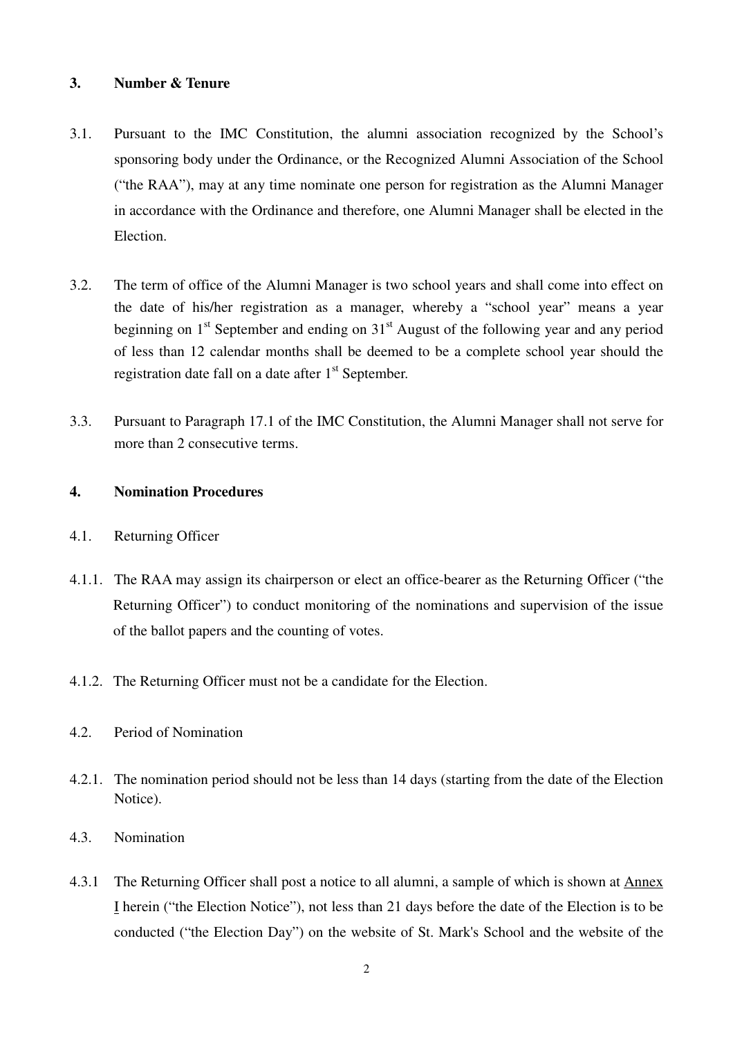## 3. Number & Tenure

3.1. Pursuant to the IMC Constitution, the alumni association recognized by the School's sponsoring body under the Ordinance, or the Recognized Alumni Association of the School ("the RAA"), may at any time nominate one person for registration as the Alumni Manager in accordance with the Ordinance and therefore, one Alumni Manager shall be elected in the Election.

3.2. The term of office of the Alumni Manager is two school years and shall come into effect on the date of his/her registration as a manager, whereby a "school year" means a year beginning on 1st September and ending on 31st August of the following year and any period of less than 12 calendar months shall be deemed to be a complete school year should the registration date fall on a date after 1st September.

3.3. Pursuant to Paragraph 17.1 of the IMC Constitution, the Alumni Manager shall not serve for more than 2 consecutive terms.

## 4. Nomination Procedures

4.1. Returning Officer

4.1.1. The RAA may assign its chairperson or elect an office-bearer as the Returning Officer ("the Returning Officer") to conduct monitoring of the nominations and supervision of the issue of the ballot papers and the counting of votes.

4.1.2. The Returning Officer must not be a candidate for the Election.

4.2. Period of Nomination

4.2.1. The nomination period should not be less than 14 days (starting from the date of the Election Notice).

4.3. Nomination

4.3.1 The Returning Officer shall post a notice to all alumni, a sample of which is shown at Annex I herein ("the Election Notice"), not less than 21 days before the date of the Election is to be conducted ("the Election Day") on the website of St. Mark's School and the website of the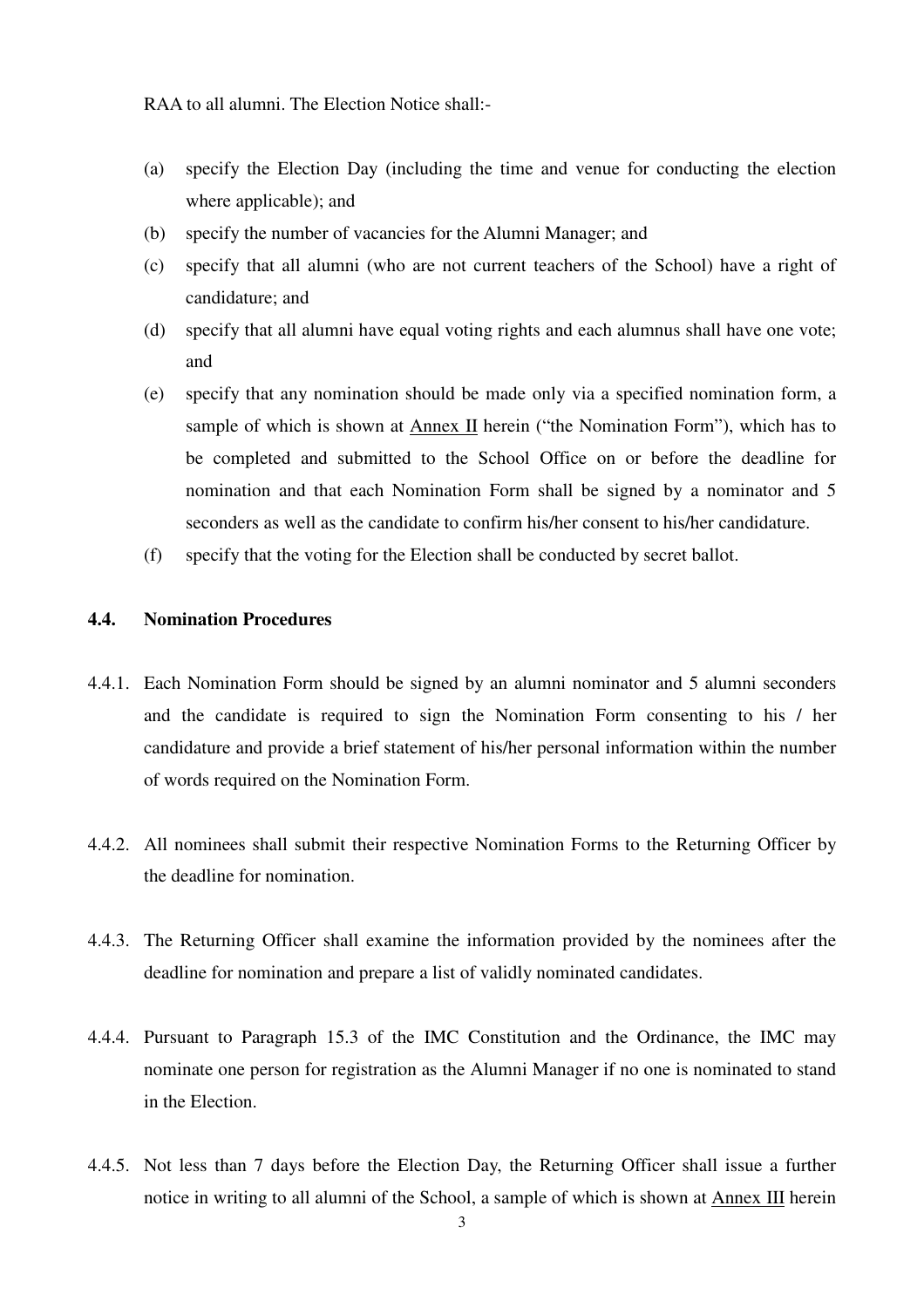RAA to all alumni. The Election Notice shall:-

(a) specify the Election Day (including the time and venue for conducting the election where applicable); and

(b) specify the number of vacancies for the Alumni Manager; and

(c) specify that all alumni (who are not current teachers of the School) have a right of candidature; and

(d) specify that all alumni have equal voting rights and each alumnus shall have one vote; and

(e) specify that any nomination should be made only via a specified nomination form, a sample of which is shown at Annex II herein ("the Nomination Form"), which has to be completed and submitted to the School Office on or before the deadline for nomination and that each Nomination Form shall be signed by a nominator and 5 seconders as well as the candidate to confirm his/her consent to his/her candidature.

(f) specify that the voting for the Election shall be conducted by secret ballot.

### 4.4. Nomination Procedures

4.4.1. Each Nomination Form should be signed by an alumni nominator and 5 alumni seconders and the candidate is required to sign the Nomination Form consenting to his / her candidature and provide a brief statement of his/her personal information within the number of words required on the Nomination Form.

4.4.2. All nominees shall submit their respective Nomination Forms to the Returning Officer by the deadline for nomination.

4.4.3. The Returning Officer shall examine the information provided by the nominees after the deadline for nomination and prepare a list of validly nominated candidates.

4.4.4. Pursuant to Paragraph 15.3 of the IMC Constitution and the Ordinance, the IMC may nominate one person for registration as the Alumni Manager if no one is nominated to stand in the Election.

4.4.5. Not less than 7 days before the Election Day, the Returning Officer shall issue a further notice in writing to all alumni of the School, a sample of which is shown at Annex III herein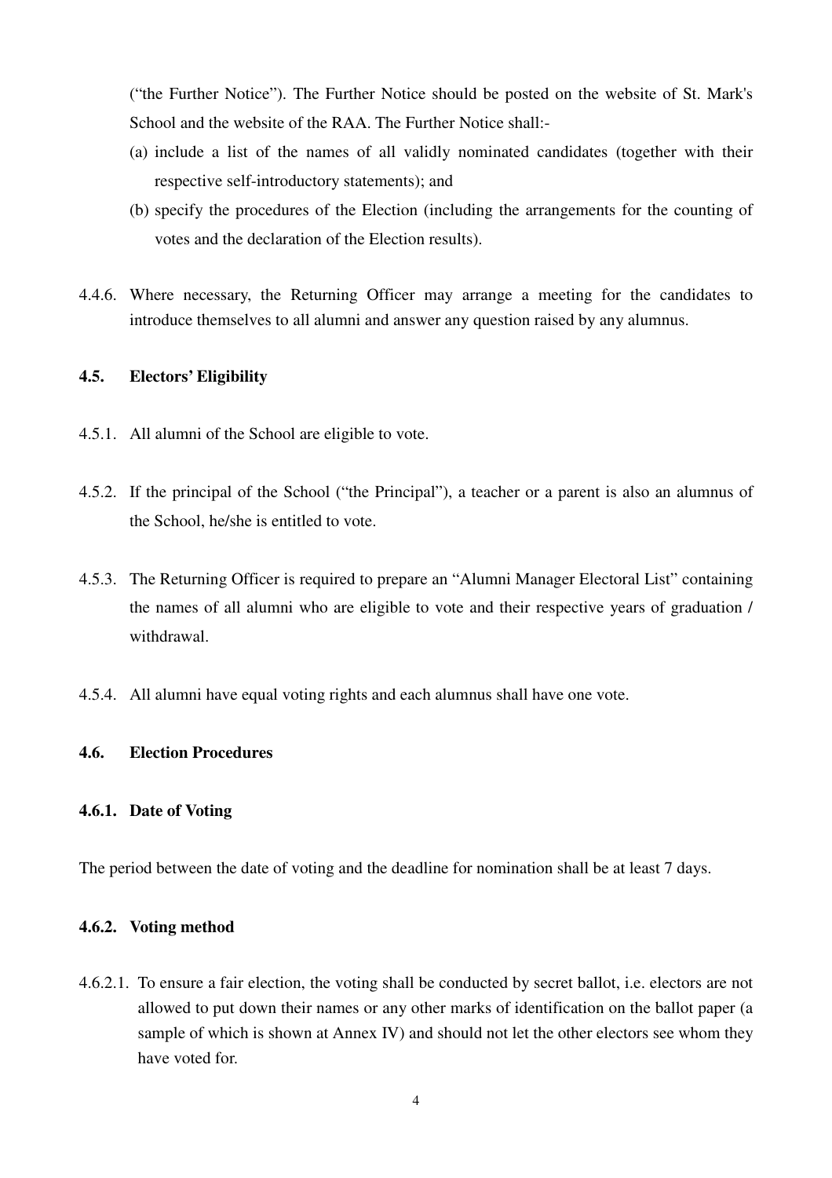("the Further Notice"). The Further Notice should be posted on the website of St. Mark's School and the website of the RAA. The Further Notice shall:-

(a) include a list of the names of all validly nominated candidates (together with their respective self-introductory statements); and

(b) specify the procedures of the Election (including the arrangements for the counting of votes and the declaration of the Election results).

4.4.6. Where necessary, the Returning Officer may arrange a meeting for the candidates to introduce themselves to all alumni and answer any question raised by any alumnus.

**4.5. Electors' Eligibility**

4.5.1. All alumni of the School are eligible to vote.

4.5.2. If the principal of the School ("the Principal"), a teacher or a parent is also an alumnus of the School, he/she is entitled to vote.

4.5.3. The Returning Officer is required to prepare an "Alumni Manager Electoral List" containing the names of all alumni who are eligible to vote and their respective years of graduation / withdrawal.

4.5.4. All alumni have equal voting rights and each alumnus shall have one vote.

**4.6. Election Procedures**

**4.6.1. Date of Voting**

The period between the date of voting and the deadline for nomination shall be at least 7 days.

**4.6.2. Voting method**

4.6.2.1. To ensure a fair election, the voting shall be conducted by secret ballot, i.e. electors are not allowed to put down their names or any other marks of identification on the ballot paper (a sample of which is shown at Annex IV) and should not let the other electors see whom they have voted for.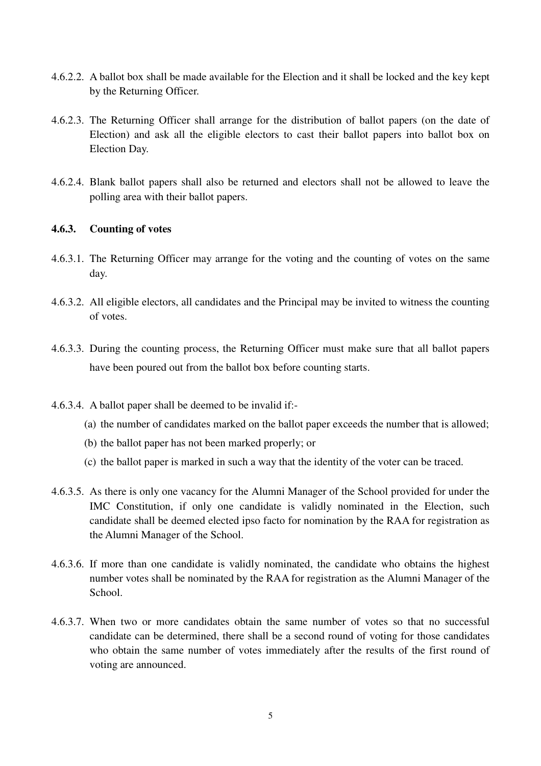4.6.2.2. A ballot box shall be made available for the Election and it shall be locked and the key kept by the Returning Officer.

4.6.2.3. The Returning Officer shall arrange for the distribution of ballot papers (on the date of Election) and ask all the eligible electors to cast their ballot papers into ballot box on Election Day.

4.6.2.4. Blank ballot papers shall also be returned and electors shall not be allowed to leave the polling area with their ballot papers.

### 4.6.3. Counting of votes

4.6.3.1. The Returning Officer may arrange for the voting and the counting of votes on the same day.

4.6.3.2. All eligible electors, all candidates and the Principal may be invited to witness the counting of votes.

4.6.3.3. During the counting process, the Returning Officer must make sure that all ballot papers have been poured out from the ballot box before counting starts.

4.6.3.4. A ballot paper shall be deemed to be invalid if:-

(a) the number of candidates marked on the ballot paper exceeds the number that is allowed;

(b) the ballot paper has not been marked properly; or

(c) the ballot paper is marked in such a way that the identity of the voter can be traced.

4.6.3.5. As there is only one vacancy for the Alumni Manager of the School provided for under the IMC Constitution, if only one candidate is validly nominated in the Election, such candidate shall be deemed elected ipso facto for nomination by the RAA for registration as the Alumni Manager of the School.

4.6.3.6. If more than one candidate is validly nominated, the candidate who obtains the highest number votes shall be nominated by the RAA for registration as the Alumni Manager of the School.

4.6.3.7. When two or more candidates obtain the same number of votes so that no successful candidate can be determined, there shall be a second round of voting for those candidates who obtain the same number of votes immediately after the results of the first round of voting are announced.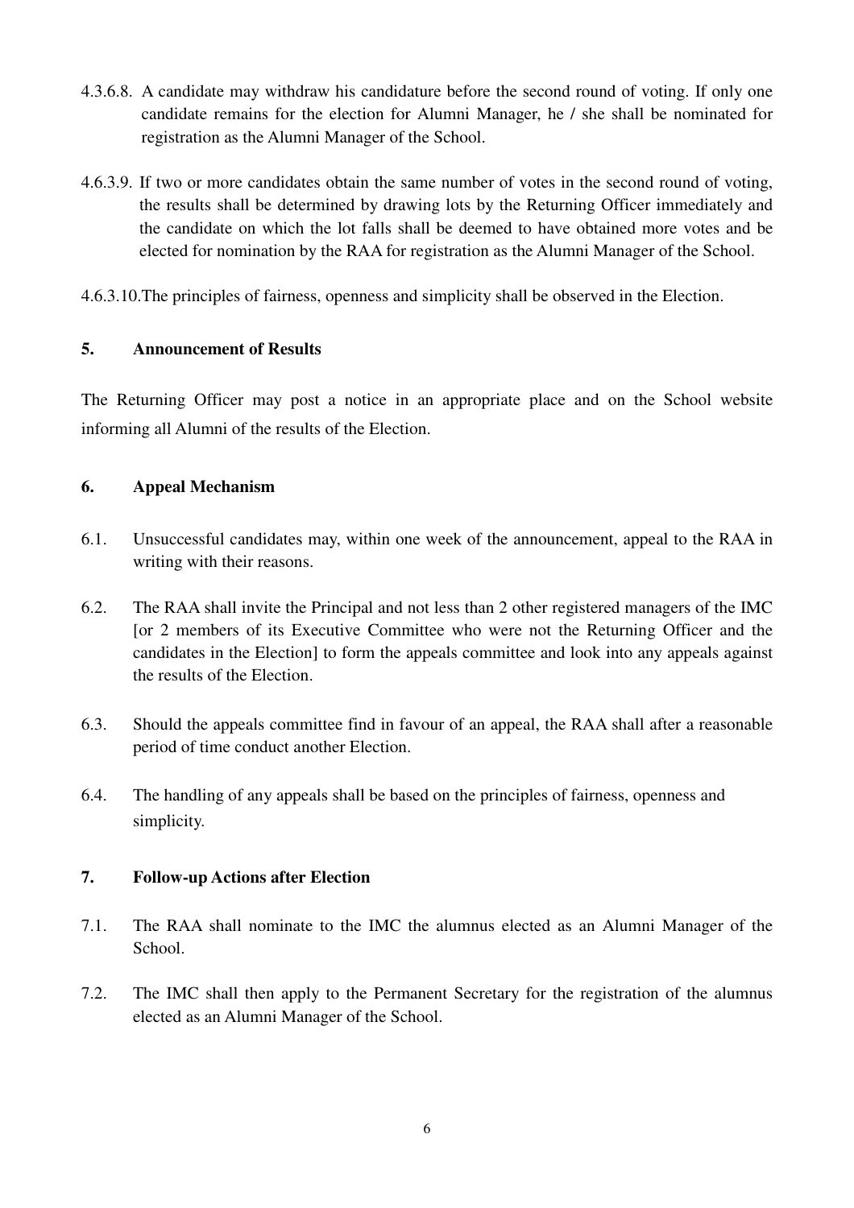4.3.6.8. A candidate may withdraw his candidature before the second round of voting. If only one candidate remains for the election for Alumni Manager, he / she shall be nominated for registration as the Alumni Manager of the School.

4.6.3.9. If two or more candidates obtain the same number of votes in the second round of voting, the results shall be determined by drawing lots by the Returning Officer immediately and the candidate on which the lot falls shall be deemed to have obtained more votes and be elected for nomination by the RAA for registration as the Alumni Manager of the School.

4.6.3.10. The principles of fairness, openness and simplicity shall be observed in the Election.

## 5. Announcement of Results

The Returning Officer may post a notice in an appropriate place and on the School website informing all Alumni of the results of the Election.

## 6. Appeal Mechanism

6.1. Unsuccessful candidates may, within one week of the announcement, appeal to the RAA in writing with their reasons.

6.2. The RAA shall invite the Principal and not less than 2 other registered managers of the IMC [or 2 members of its Executive Committee who were not the Returning Officer and the candidates in the Election] to form the appeals committee and look into any appeals against the results of the Election.

6.3. Should the appeals committee find in favour of an appeal, the RAA shall after a reasonable period of time conduct another Election.

6.4. The handling of any appeals shall be based on the principles of fairness, openness and simplicity.

## 7. Follow-up Actions after Election

7.1. The RAA shall nominate to the IMC the alumnus elected as an Alumni Manager of the School.

7.2. The IMC shall then apply to the Permanent Secretary for the registration of the alumnus elected as an Alumni Manager of the School.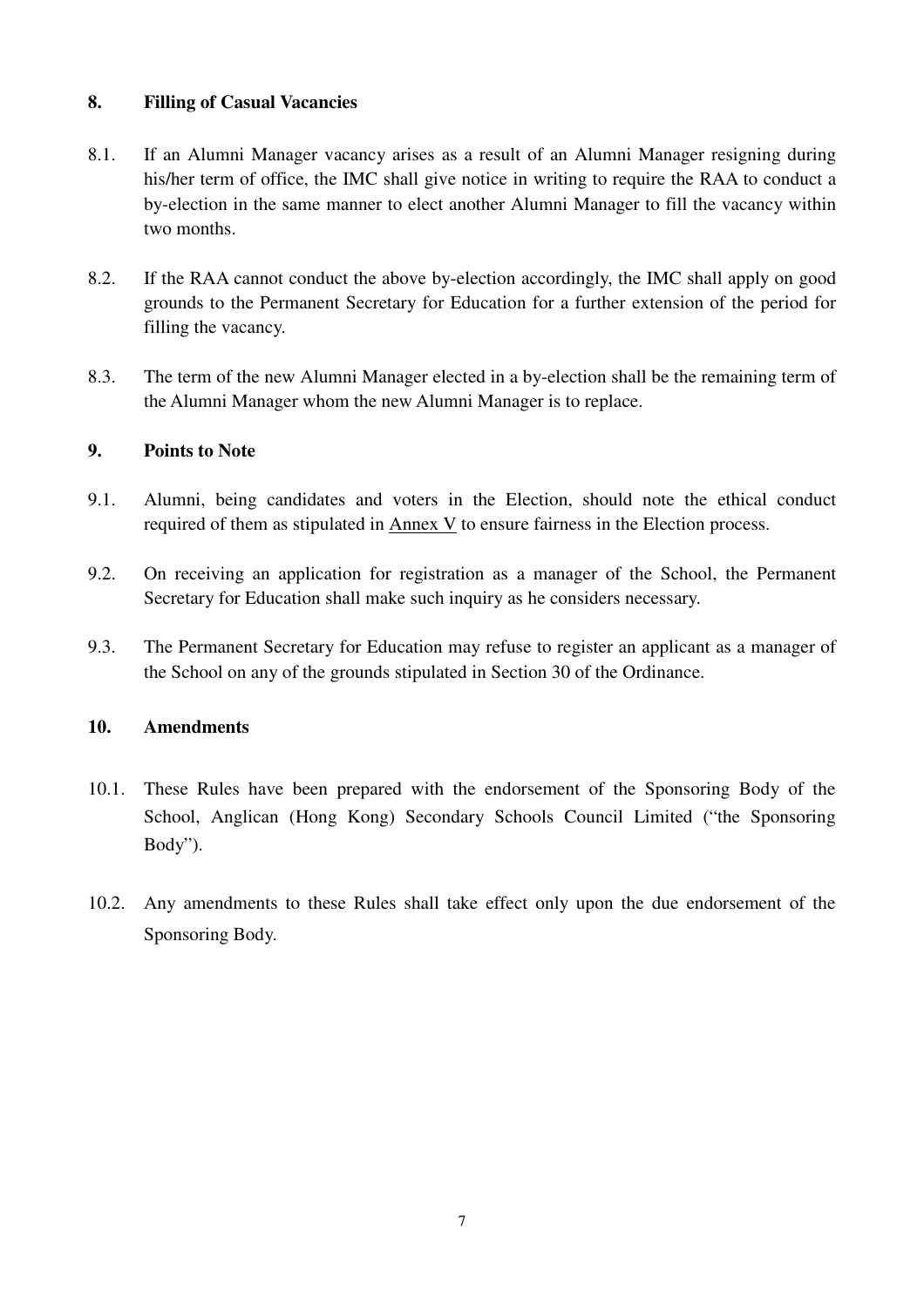## 8. Filling of Casual Vacancies

8.1. If an Alumni Manager vacancy arises as a result of an Alumni Manager resigning during his/her term of office, the IMC shall give notice in writing to require the RAA to conduct a by-election in the same manner to elect another Alumni Manager to fill the vacancy within two months.

8.2. If the RAA cannot conduct the above by-election accordingly, the IMC shall apply on good grounds to the Permanent Secretary for Education for a further extension of the period for filling the vacancy.

8.3. The term of the new Alumni Manager elected in a by-election shall be the remaining term of the Alumni Manager whom the new Alumni Manager is to replace.

## 9. Points to Note

9.1. Alumni, being candidates and voters in the Election, should note the ethical conduct required of them as stipulated in Annex V to ensure fairness in the Election process.

9.2. On receiving an application for registration as a manager of the School, the Permanent Secretary for Education shall make such inquiry as he considers necessary.

9.3. The Permanent Secretary for Education may refuse to register an applicant as a manager of the School on any of the grounds stipulated in Section 30 of the Ordinance.

## 10. Amendments

10.1. These Rules have been prepared with the endorsement of the Sponsoring Body of the School, Anglican (Hong Kong) Secondary Schools Council Limited ("the Sponsoring Body").

10.2. Any amendments to these Rules shall take effect only upon the due endorsement of the Sponsoring Body.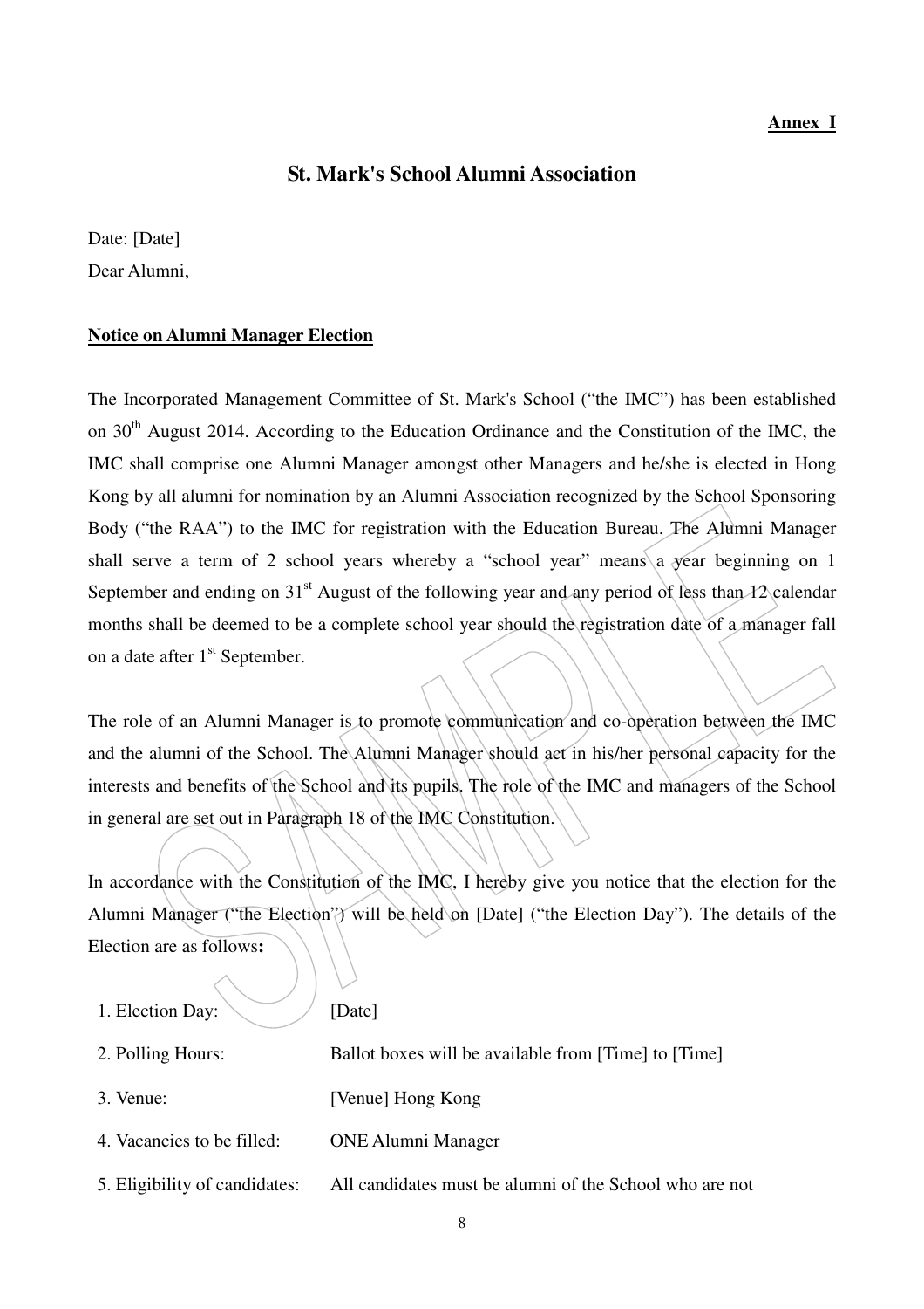**Annex I**

## St. Mark's School Alumni Association

Date: [Date]

Dear Alumni,

**Notice on Alumni Manager Election**

The Incorporated Management Committee of St. Mark's School ("the IMC") has been established on 30th August 2014. According to the Education Ordinance and the Constitution of the IMC, the IMC shall comprise one Alumni Manager amongst other Managers and he/she is elected in Hong Kong by all alumni for nomination by an Alumni Association recognized by the School Sponsoring Body ("the RAA") to the IMC for registration with the Education Bureau. The Alumni Manager shall serve a term of 2 school years whereby a "school year" means a year beginning on 1 September and ending on 31st August of the following year and any period of less than 12 calendar months shall be deemed to be a complete school year should the registration date of a manager fall on a date after 1st September.

The role of an Alumni Manager is to promote communication and co-operation between the IMC and the alumni of the School. The Alumni Manager should act in his/her personal capacity for the interests and benefits of the School and its pupils. The role of the IMC and managers of the School in general are set out in Paragraph 18 of the IMC Constitution.

In accordance with the Constitution of the IMC, I hereby give you notice that the election for the Alumni Manager ("the Election") will be held on [Date] ("the Election Day"). The details of the Election are as follows**:**

| | |
|---|---|
| 1. Election Day: | [Date] |
| 2. Polling Hours: | Ballot boxes will be available from [Time] to [Time] |
| 3. Venue: | [Venue] Hong Kong |
| 4. Vacancies to be filled: | ONE Alumni Manager |
| 5. Eligibility of candidates: | All candidates must be alumni of the School who are not |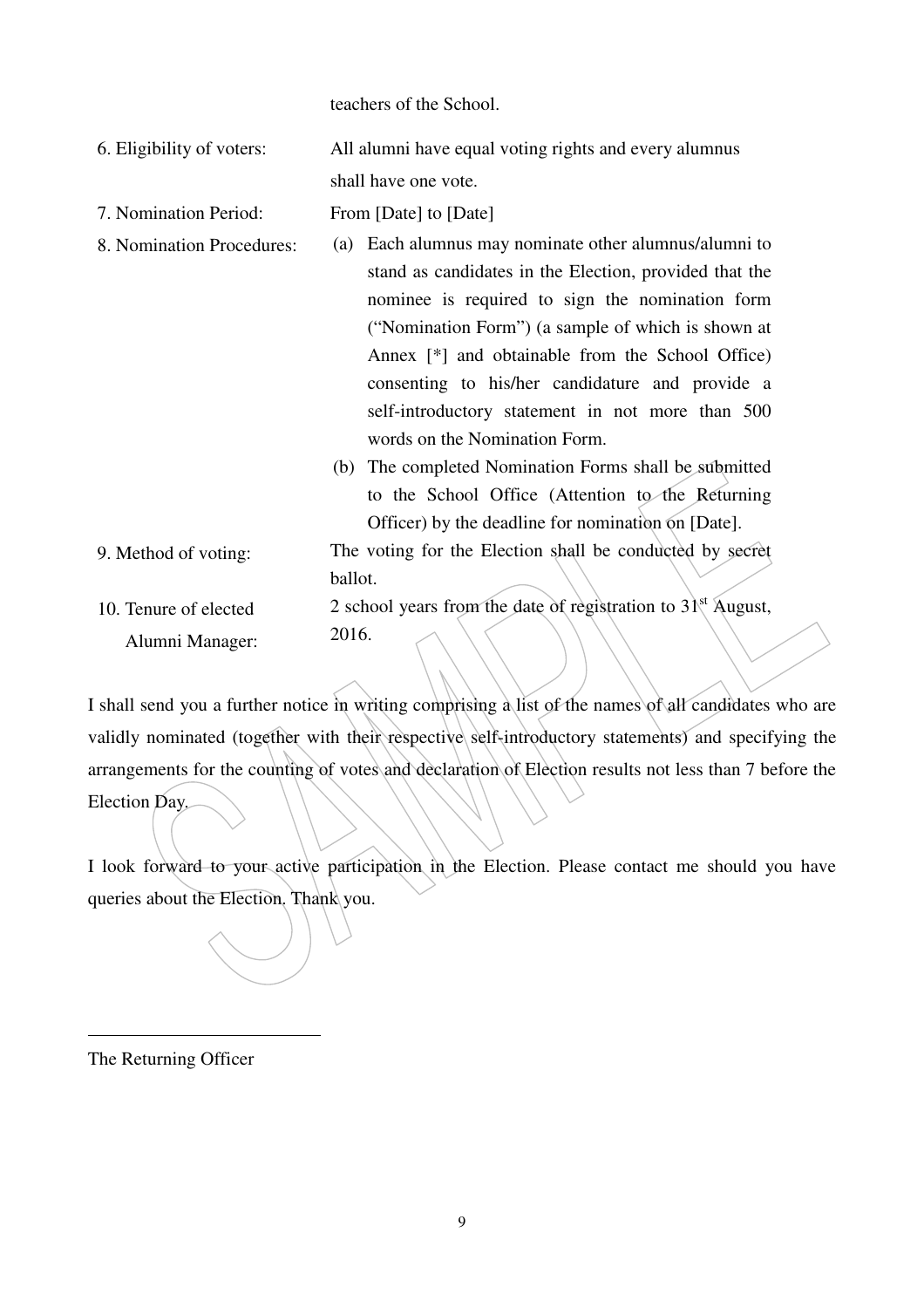teachers of the School.

| | |
|---|---|
| 6. Eligibility of voters: | All alumni have equal voting rights and every alumnus shall have one vote. |
| 7. Nomination Period: | From [Date] to [Date] |
| 8. Nomination Procedures: | (a) Each alumnus may nominate other alumnus/alumni to stand as candidates in the Election, provided that the nominee is required to sign the nomination form ("Nomination Form") (a sample of which is shown at Annex [*] and obtainable from the School Office) consenting to his/her candidature and provide a self-introductory statement in not more than 500 words on the Nomination Form.<br>(b) The completed Nomination Forms shall be submitted to the School Office (Attention to the Returning Officer) by the deadline for nomination on [Date]. |
| 9. Method of voting: | The voting for the Election shall be conducted by secret ballot. |
| 10. Tenure of elected Alumni Manager: | 2 school years from the date of registration to 31st August, 2016. |

I shall send you a further notice in writing comprising a list of the names of all candidates who are validly nominated (together with their respective self-introductory statements) and specifying the arrangements for the counting of votes and declaration of Election results not less than 7 before the Election Day.

I look forward to your active participation in the Election. Please contact me should you have queries about the Election. Thank you.

\_\_\_\_\_\_\_\_\_\_\_\_\_\_\_\_\_\_\_\_\_\_\_\_

The Returning Officer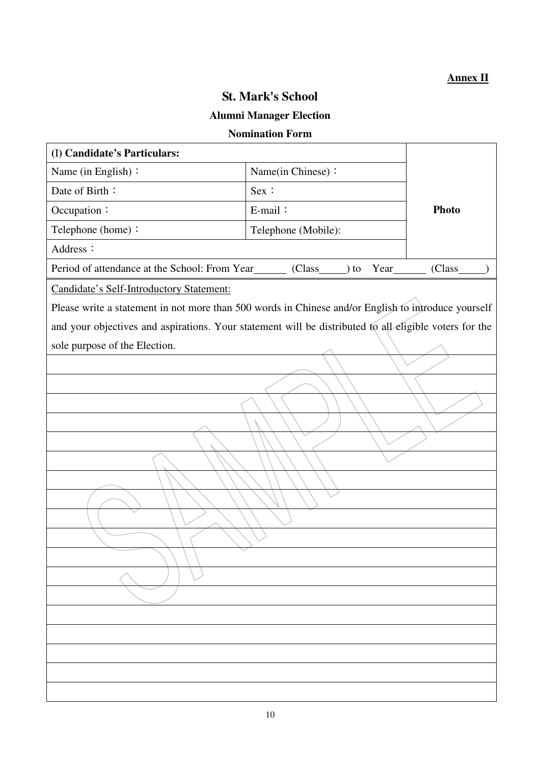**Annex II**

# St. Mark's School

## Alumni Manager Election

### Nomination Form

| (I) **Candidate's Particulars:** | | **Photo** |
|---|---|---|
| Name (in English)： | Name(in Chinese)： | |
| Date of Birth： | Sex： | |
| Occupation： | E-mail： | |
| Telephone (home)： | Telephone (Mobile): | |
| Address： | | |
| Period of attendance at the School: From Year______ (Class_____) to Year______ (Class_____) | | |

Candidate's Self-Introductory Statement:

Please write a statement in not more than 500 words in Chinese and/or English to introduce yourself and your objectives and aspirations. Your statement will be distributed to all eligible voters for the sole purpose of the Election.

SAMPLE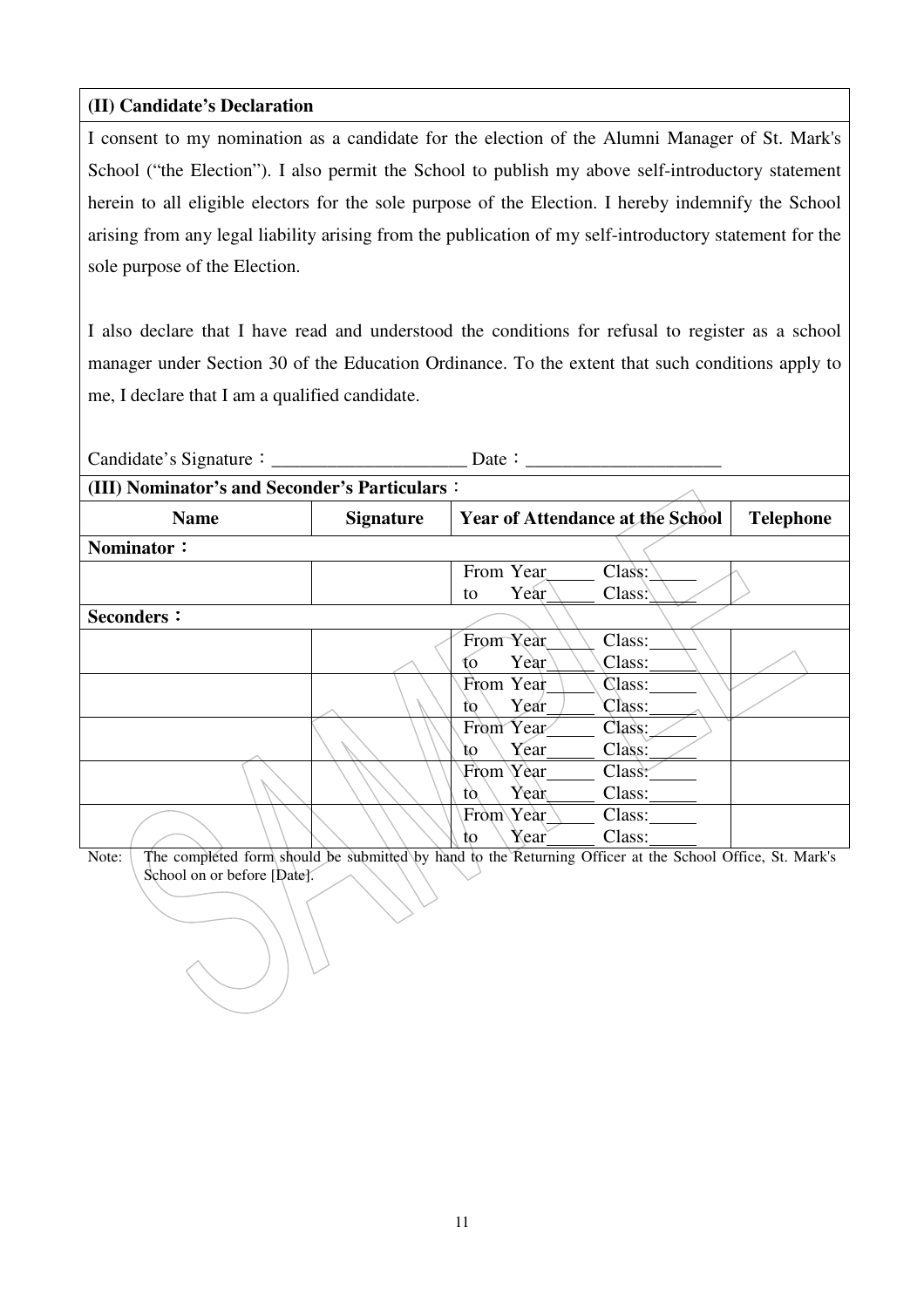**(II) Candidate's Declaration**

I consent to my nomination as a candidate for the election of the Alumni Manager of St. Mark's School ("the Election"). I also permit the School to publish my above self-introductory statement herein to all eligible electors for the sole purpose of the Election. I hereby indemnify the School arising from any legal liability arising from the publication of my self-introductory statement for the sole purpose of the Election.

I also declare that I have read and understood the conditions for refusal to register as a school manager under Section 30 of the Education Ordinance. To the extent that such conditions apply to me, I declare that I am a qualified candidate.

Candidate's Signature：_____________________ Date：_____________________

**(III) Nominator's and Seconder's Particulars**：

| Name | Signature | Year of Attendance at the School | Telephone |
|---|---|---|---|
| **Nominator：** | | | |
| | | From Year_____ Class:_____ to Year_____ Class:_____ | |
| **Seconders：** | | | |
| | | From Year_____ Class:_____ to Year_____ Class:_____ | |
| | | From Year_____ Class:_____ to Year_____ Class:_____ | |
| | | From Year_____ Class:_____ to Year_____ Class:_____ | |
| | | From Year_____ Class:_____ to Year_____ Class:_____ | |
| | | From Year_____ Class:_____ to Year_____ Class:_____ | |

Note: The completed form should be submitted by hand to the Returning Officer at the School Office, St. Mark's School on or before [Date].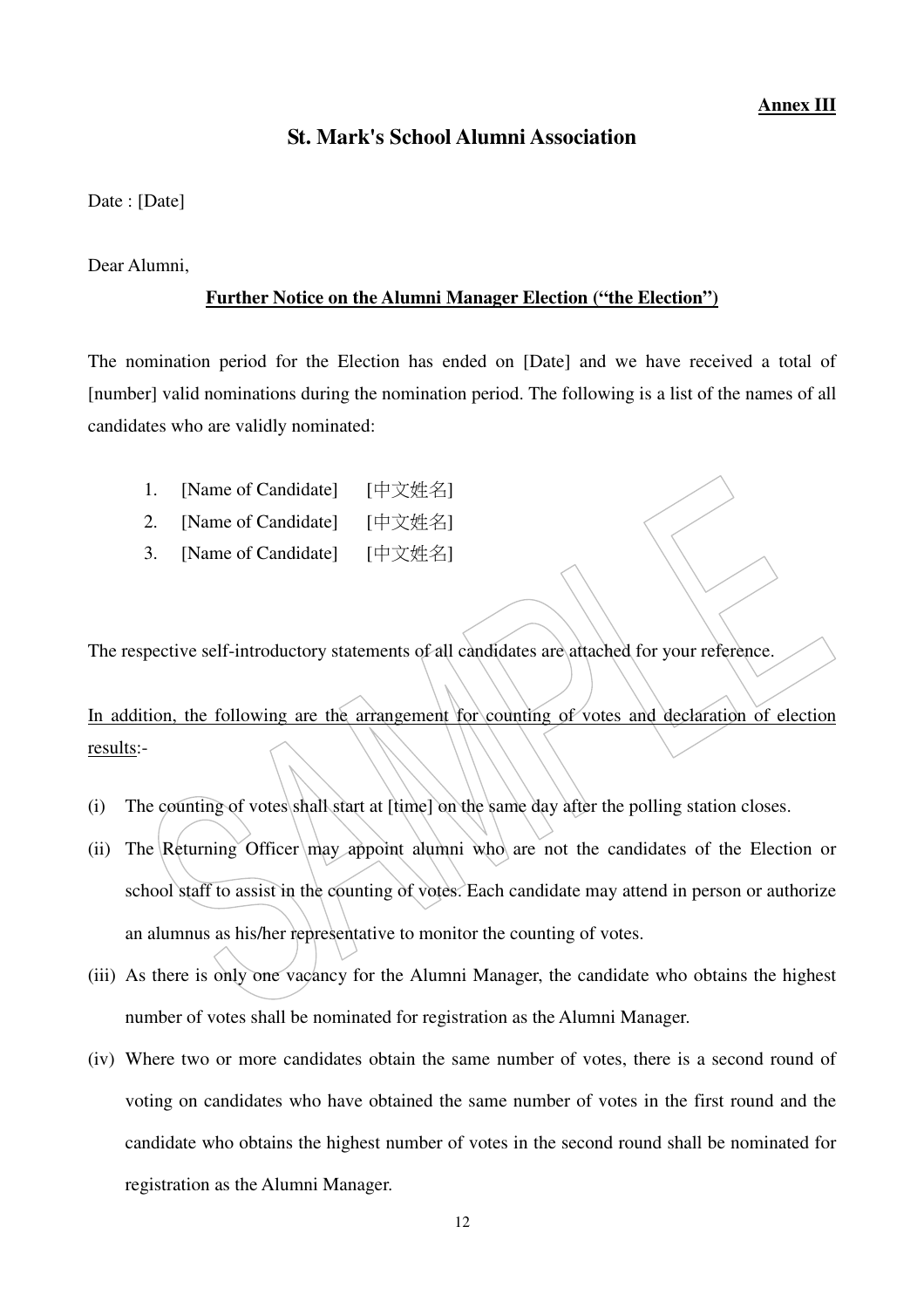**Annex III**

# St. Mark's School Alumni Association

Date : [Date]

Dear Alumni,

**Further Notice on the Alumni Manager Election ("the Election")**

The nomination period for the Election has ended on [Date] and we have received a total of [number] valid nominations during the nomination period. The following is a list of the names of all candidates who are validly nominated:

1. [Name of Candidate] [中文姓名]
2. [Name of Candidate] [中文姓名]
3. [Name of Candidate] [中文姓名]

The respective self-introductory statements of all candidates are attached for your reference.

In addition, the following are the arrangement for counting of votes and declaration of election results:-

(i) The counting of votes shall start at [time] on the same day after the polling station closes.

(ii) The Returning Officer may appoint alumni who are not the candidates of the Election or school staff to assist in the counting of votes. Each candidate may attend in person or authorize an alumnus as his/her representative to monitor the counting of votes.

(iii) As there is only one vacancy for the Alumni Manager, the candidate who obtains the highest number of votes shall be nominated for registration as the Alumni Manager.

(iv) Where two or more candidates obtain the same number of votes, there is a second round of voting on candidates who have obtained the same number of votes in the first round and the candidate who obtains the highest number of votes in the second round shall be nominated for registration as the Alumni Manager.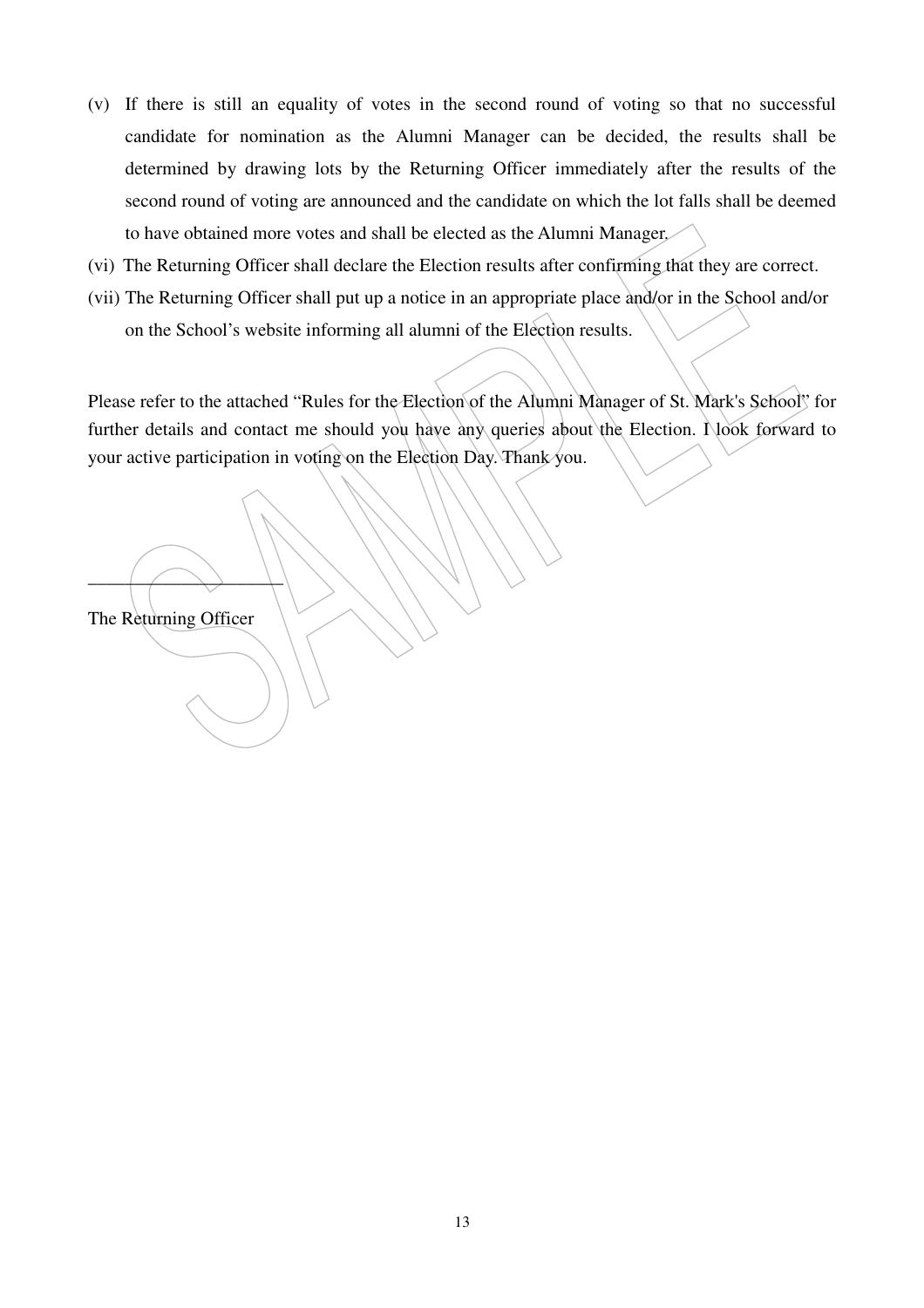(v) If there is still an equality of votes in the second round of voting so that no successful candidate for nomination as the Alumni Manager can be decided, the results shall be determined by drawing lots by the Returning Officer immediately after the results of the second round of voting are announced and the candidate on which the lot falls shall be deemed to have obtained more votes and shall be elected as the Alumni Manager.

(vi) The Returning Officer shall declare the Election results after confirming that they are correct.

(vii) The Returning Officer shall put up a notice in an appropriate place and/or in the School and/or on the School's website informing all alumni of the Election results.

Please refer to the attached "Rules for the Election of the Alumni Manager of St. Mark's School" for further details and contact me should you have any queries about the Election. I look forward to your active participation in voting on the Election Day. Thank you.

\_\_\_\_\_\_\_\_\_\_\_\_\_\_\_\_\_\_\_\_

The Returning Officer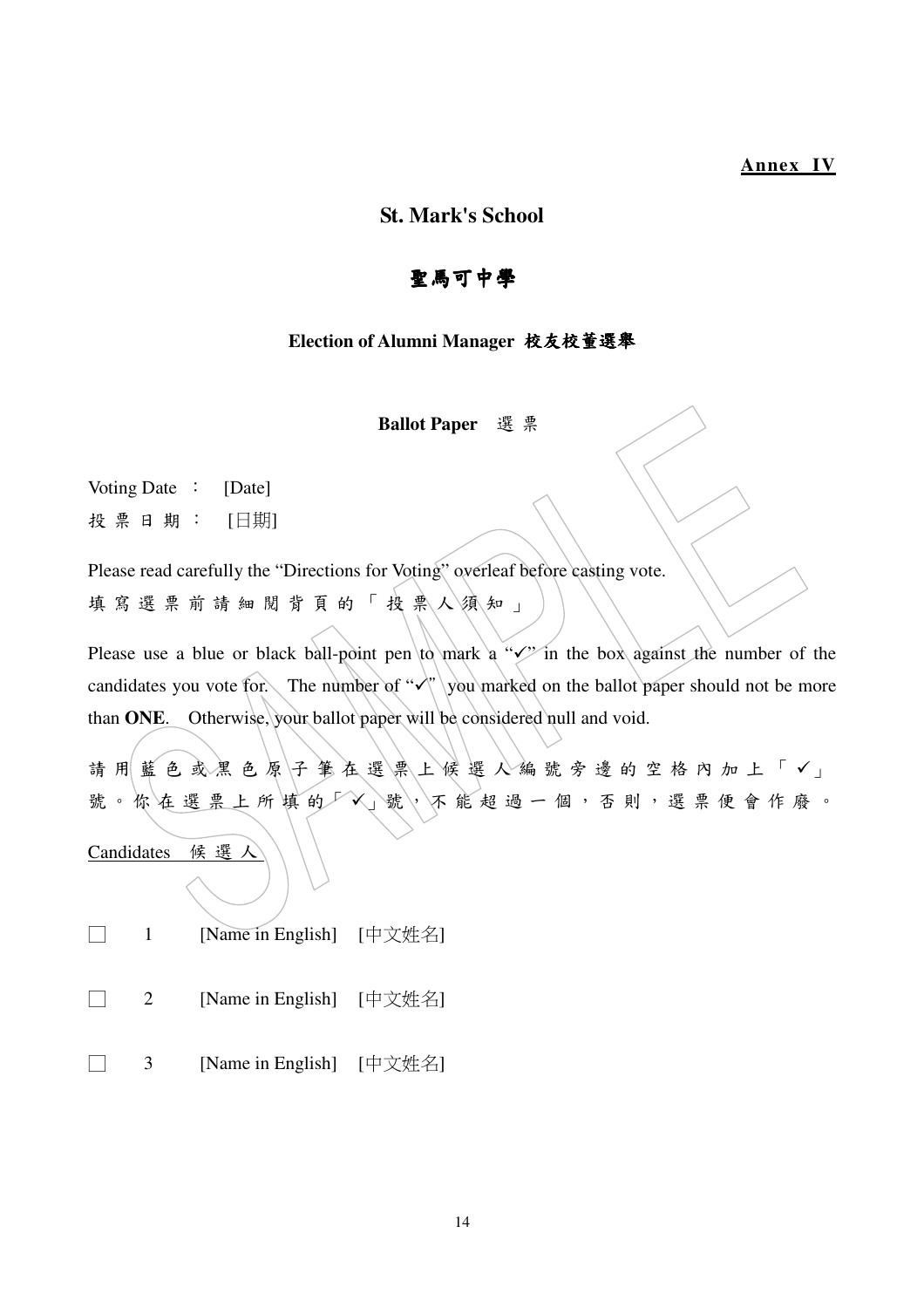**Annex IV**

# St. Mark's School

# 聖馬可中學

## Election of Alumni Manager 校友校董選舉

### Ballot Paper 選 票

Voting Date ： [Date]
投 票 日 期 ： [日期]

Please read carefully the "Directions for Voting" overleaf before casting vote.
填 寫 選 票 前 請 細 閱 背 頁 的 「 投 票 人 須 知 」

Please use a blue or black ball-point pen to mark a "✓" in the box against the number of the candidates you vote for. The number of "✓" you marked on the ballot paper should not be more than **ONE**. Otherwise, your ballot paper will be considered null and void.

請 用 藍 色 或 黑 色 原 子 筆 在 選 票 上 候 選 人 編 號 旁 邊 的 空 格 內 加 上 「 ✓ 」 號 。 你 在 選 票 上 所 填 的 「 ✓ 」 號 ， 不 能 超 過 一 個 ， 否 則 ， 選 票 便 會 作 廢 。

Candidates 候 選 人

☐ 1 [Name in English] [中文姓名]

☐ 2 [Name in English] [中文姓名]

☐ 3 [Name in English] [中文姓名]

SAMPLE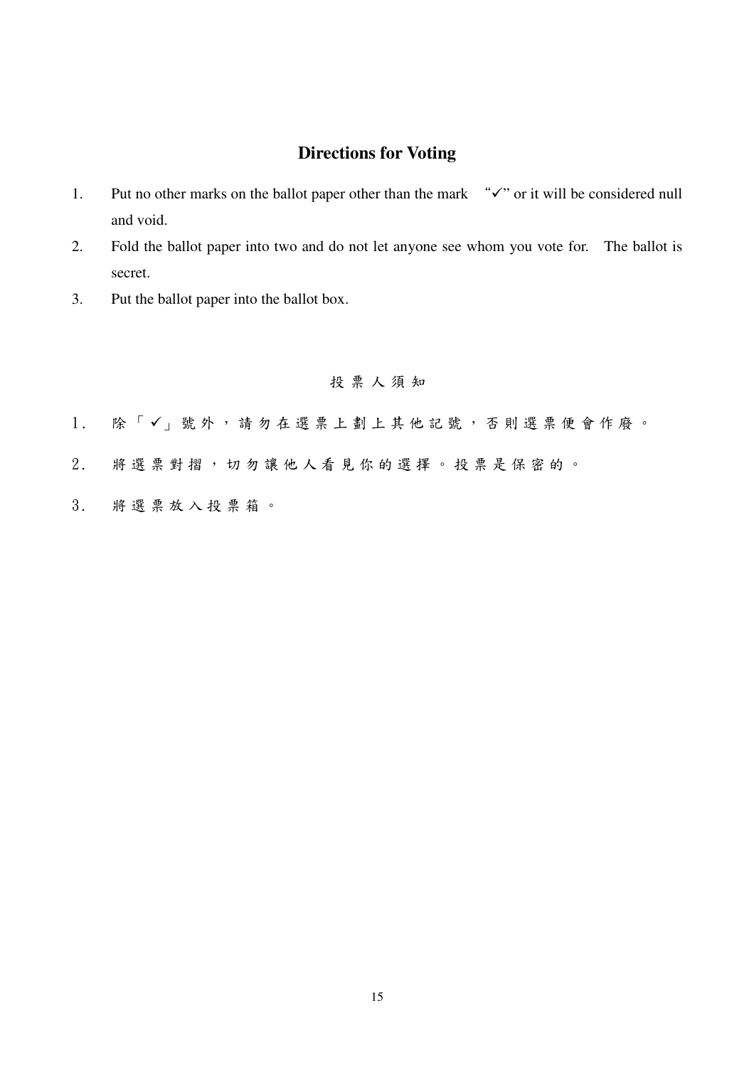## Directions for Voting

1. Put no other marks on the ballot paper other than the mark "✓" or it will be considered null and void.
2. Fold the ballot paper into two and do not let anyone see whom you vote for. The ballot is secret.
3. Put the ballot paper into the ballot box.

## 投票人須知

1. 除「✓」號外，請勿在選票上劃上其他記號，否則選票便會作廢。
2. 將選票對摺，切勿讓他人看見你的選擇。投票是保密的。
3. 將選票放入投票箱。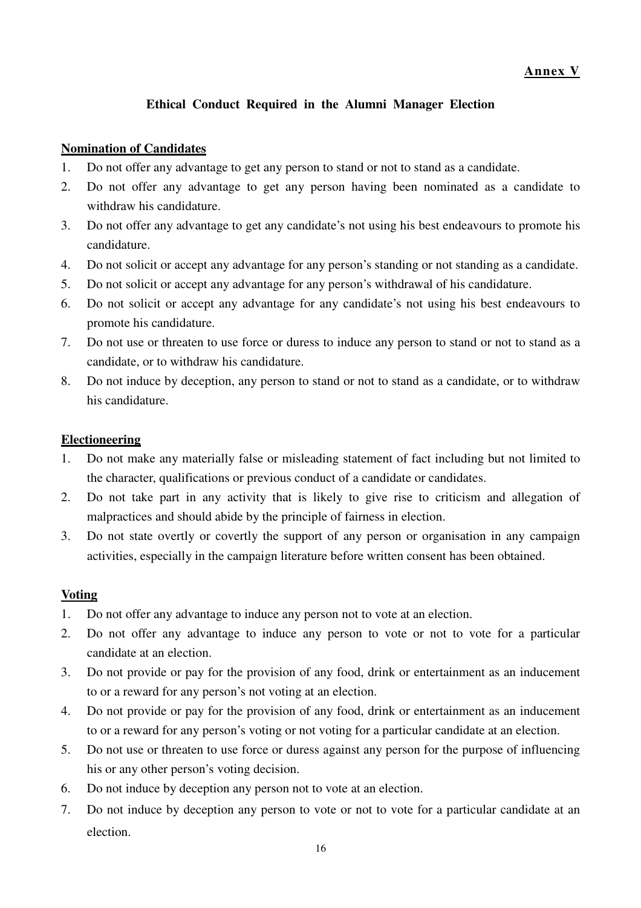**Annex V**

## Ethical Conduct Required in the Alumni Manager Election

### Nomination of Candidates

1. Do not offer any advantage to get any person to stand or not to stand as a candidate.
2. Do not offer any advantage to get any person having been nominated as a candidate to withdraw his candidature.
3. Do not offer any advantage to get any candidate's not using his best endeavours to promote his candidature.
4. Do not solicit or accept any advantage for any person's standing or not standing as a candidate.
5. Do not solicit or accept any advantage for any person's withdrawal of his candidature.
6. Do not solicit or accept any advantage for any candidate's not using his best endeavours to promote his candidature.
7. Do not use or threaten to use force or duress to induce any person to stand or not to stand as a candidate, or to withdraw his candidature.
8. Do not induce by deception, any person to stand or not to stand as a candidate, or to withdraw his candidature.

### Electioneering

1. Do not make any materially false or misleading statement of fact including but not limited to the character, qualifications or previous conduct of a candidate or candidates.
2. Do not take part in any activity that is likely to give rise to criticism and allegation of malpractices and should abide by the principle of fairness in election.
3. Do not state overtly or covertly the support of any person or organisation in any campaign activities, especially in the campaign literature before written consent has been obtained.

### Voting

1. Do not offer any advantage to induce any person not to vote at an election.
2. Do not offer any advantage to induce any person to vote or not to vote for a particular candidate at an election.
3. Do not provide or pay for the provision of any food, drink or entertainment as an inducement to or a reward for any person's not voting at an election.
4. Do not provide or pay for the provision of any food, drink or entertainment as an inducement to or a reward for any person's voting or not voting for a particular candidate at an election.
5. Do not use or threaten to use force or duress against any person for the purpose of influencing his or any other person's voting decision.
6. Do not induce by deception any person not to vote at an election.
7. Do not induce by deception any person to vote or not to vote for a particular candidate at an election.